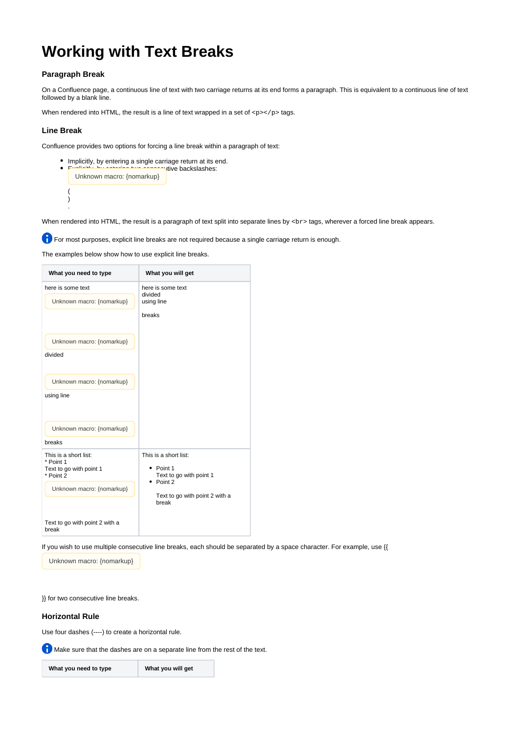# Working with Text Breaks

### Paragraph Break

On a Confluence page, a continuous line of text with two carriage returns at its end forms a paragraph. This is equivalent to a continuous line of text followed by a blank line.

When rendered into HTML, the result is a line of text wrapped in a set of `<p></p>` tags.

### Line Break

Confluence provides two options for forcing a line break within a paragraph of text:

- Implicitly, by entering a single carriage return at its end.
- Explicitly, by entering two consecutive backslashes:

  Unknown macro: {nomarkup}

  (
  )
  .

When rendered into HTML, the result is a paragraph of text split into separate lines by `<br>` tags, wherever a forced line break appears.

For most purposes, explicit line breaks are not required because a single carriage return is enough.

The examples below show how to use explicit line breaks.

| What you need to type | What you will get |
|---|---|
| here is some text<br>Unknown macro: {nomarkup}<br><br>Unknown macro: {nomarkup}<br>divided<br><br>Unknown macro: {nomarkup}<br>using line<br><br>Unknown macro: {nomarkup}<br>breaks | here is some text<br>divided<br>using line<br><br>breaks |
| This is a short list:<br>* Point 1<br>Text to go with point 1<br>* Point 2<br>Unknown macro: {nomarkup}<br><br>Text to go with point 2 with a break | This is a short list:<br>• Point 1<br>Text to go with point 1<br>• Point 2<br><br>Text to go with point 2 with a break |

If you wish to use multiple consecutive line breaks, each should be separated by a space character. For example, use {{

Unknown macro: {nomarkup}

}} for two consecutive line breaks.

### Horizontal Rule

Use four dashes (----) to create a horizontal rule.

Make sure that the dashes are on a separate line from the rest of the text.

| What you need to type | What you will get |
|---|---|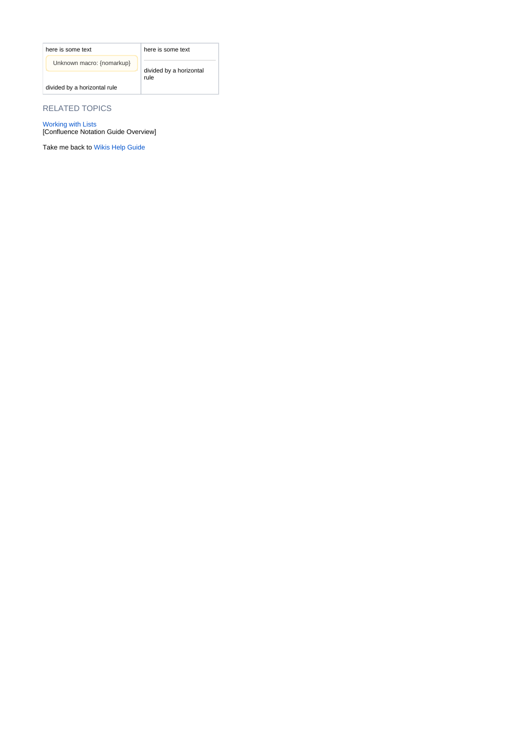| | |
|---|---|
| here is some text<br>Unknown macro: {nomarkup}<br>divided by a horizontal rule | here is some text<br>---<br>divided by a horizontal rule |

RELATED TOPICS

Working with Lists
[Confluence Notation Guide Overview]

Take me back to Wikis Help Guide